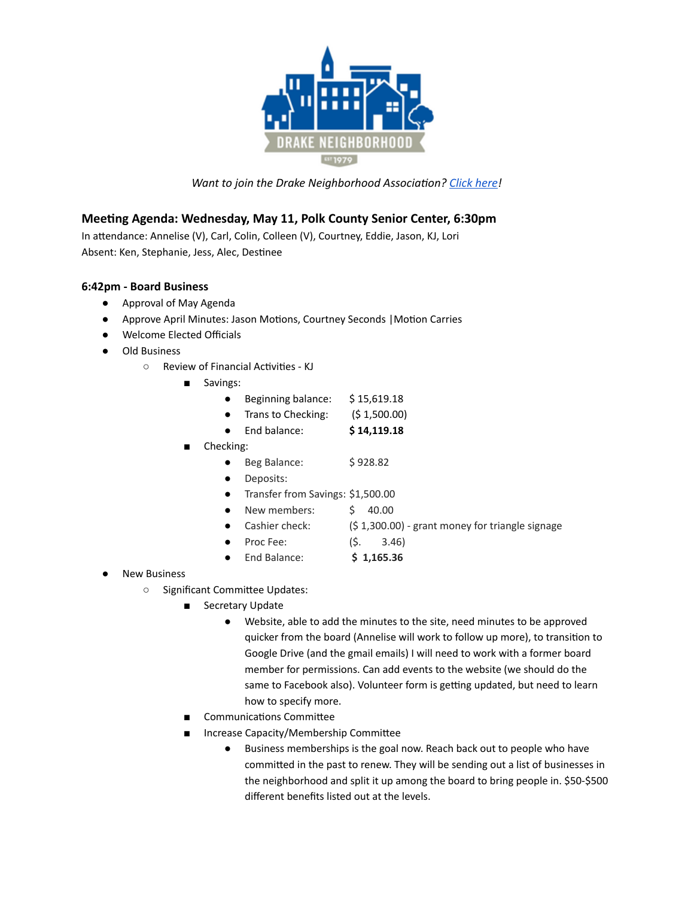*Want to join the Drake Neighborhood Association? [Click here](#)!*

### Meeting Agenda: Wednesday, May 11, Polk County Senior Center, 6:30pm

In attendance: Annelise (V), Carl, Colin, Colleen (V), Courtney, Eddie, Jason, KJ, Lori
Absent: Ken, Stephanie, Jess, Alec, Destinee

**6:42pm - Board Business**

- Approval of May Agenda
- Approve April Minutes: Jason Motions, Courtney Seconds |Motion Carries
- Welcome Elected Officials
- Old Business
  - Review of Financial Activities - KJ
    - Savings:
      - Beginning balance: $ 15,619.18
      - Trans to Checking: ($ 1,500.00)
      - End balance: **$ 14,119.18**
    - Checking:
      - Beg Balance: $ 928.82
      - Deposits:
      - Transfer from Savings: $1,500.00
      - New members: $ 40.00
      - Cashier check: ($ 1,300.00) - grant money for triangle signage
      - Proc Fee: ($. 3.46)
      - End Balance: **$ 1,165.36**
- New Business
  - Significant Committee Updates:
    - Secretary Update
      - Website, able to add the minutes to the site, need minutes to be approved quicker from the board (Annelise will work to follow up more), to transition to Google Drive (and the gmail emails) I will need to work with a former board member for permissions. Can add events to the website (we should do the same to Facebook also). Volunteer form is getting updated, but need to learn how to specify more.
    - Communications Committee
    - Increase Capacity/Membership Committee
      - Business memberships is the goal now. Reach back out to people who have committed in the past to renew. They will be sending out a list of businesses in the neighborhood and split it up among the board to bring people in. $50-$500 different benefits listed out at the levels.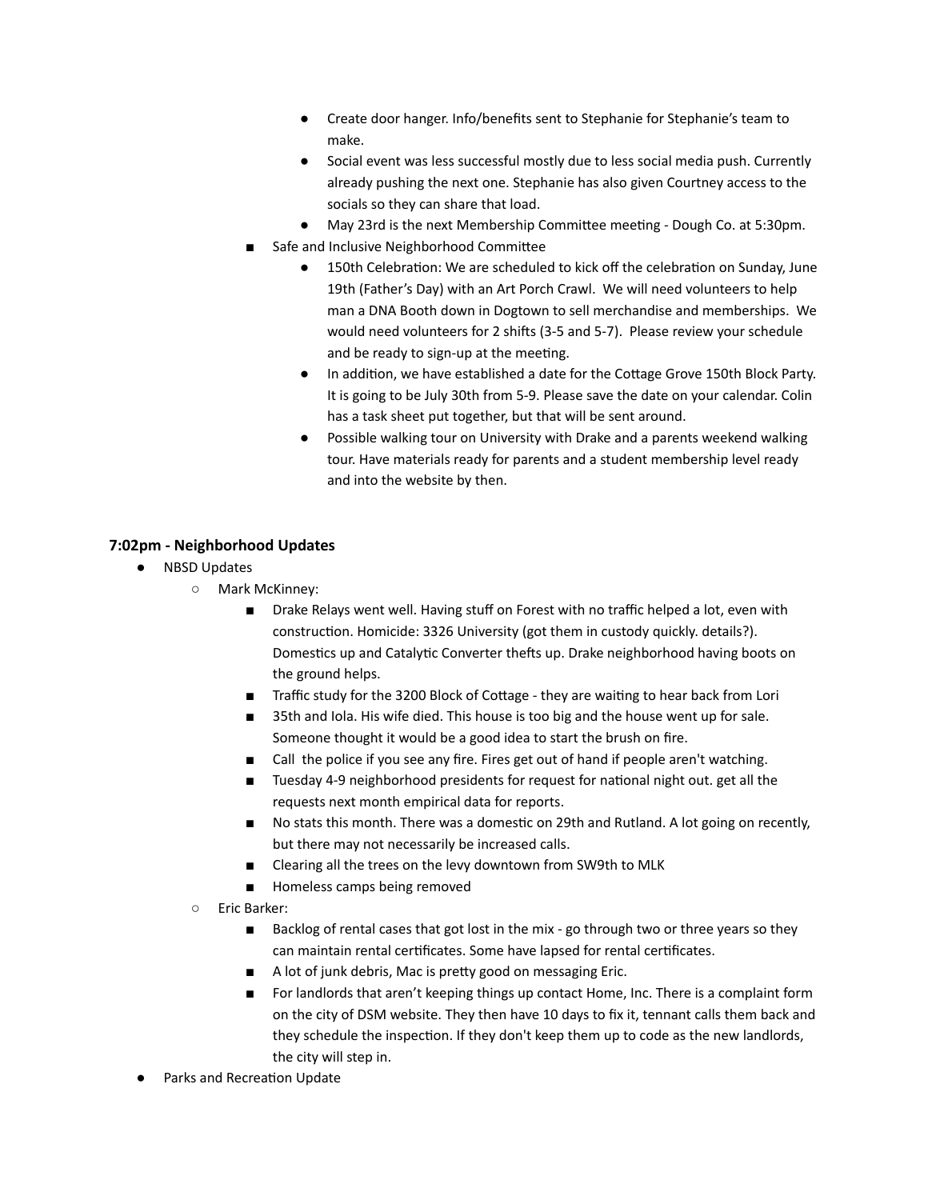- Create door hanger. Info/benefits sent to Stephanie for Stephanie's team to make.
      - Social event was less successful mostly due to less social media push. Currently already pushing the next one. Stephanie has also given Courtney access to the socials so they can share that load.
      - May 23rd is the next Membership Committee meeting - Dough Co. at 5:30pm.
    - Safe and Inclusive Neighborhood Committee
      - 150th Celebration: We are scheduled to kick off the celebration on Sunday, June 19th (Father's Day) with an Art Porch Crawl. We will need volunteers to help man a DNA Booth down in Dogtown to sell merchandise and memberships. We would need volunteers for 2 shifts (3-5 and 5-7). Please review your schedule and be ready to sign-up at the meeting.
      - In addition, we have established a date for the Cottage Grove 150th Block Party. It is going to be July 30th from 5-9. Please save the date on your calendar. Colin has a task sheet put together, but that will be sent around.
      - Possible walking tour on University with Drake and a parents weekend walking tour. Have materials ready for parents and a student membership level ready and into the website by then.

### 7:02pm - Neighborhood Updates

- NBSD Updates
  - Mark McKinney:
    - Drake Relays went well. Having stuff on Forest with no traffic helped a lot, even with construction. Homicide: 3326 University (got them in custody quickly. details?). Domestics up and Catalytic Converter thefts up. Drake neighborhood having boots on the ground helps.
    - Traffic study for the 3200 Block of Cottage - they are waiting to hear back from Lori
    - 35th and Iola. His wife died. This house is too big and the house went up for sale. Someone thought it would be a good idea to start the brush on fire.
    - Call the police if you see any fire. Fires get out of hand if people aren't watching.
    - Tuesday 4-9 neighborhood presidents for request for national night out. get all the requests next month empirical data for reports.
    - No stats this month. There was a domestic on 29th and Rutland. A lot going on recently, but there may not necessarily be increased calls.
    - Clearing all the trees on the levy downtown from SW9th to MLK
    - Homeless camps being removed
  - Eric Barker:
    - Backlog of rental cases that got lost in the mix - go through two or three years so they can maintain rental certificates. Some have lapsed for rental certificates.
    - A lot of junk debris, Mac is pretty good on messaging Eric.
    - For landlords that aren't keeping things up contact Home, Inc. There is a complaint form on the city of DSM website. They then have 10 days to fix it, tennant calls them back and they schedule the inspection. If they don't keep them up to code as the new landlords, the city will step in.
- Parks and Recreation Update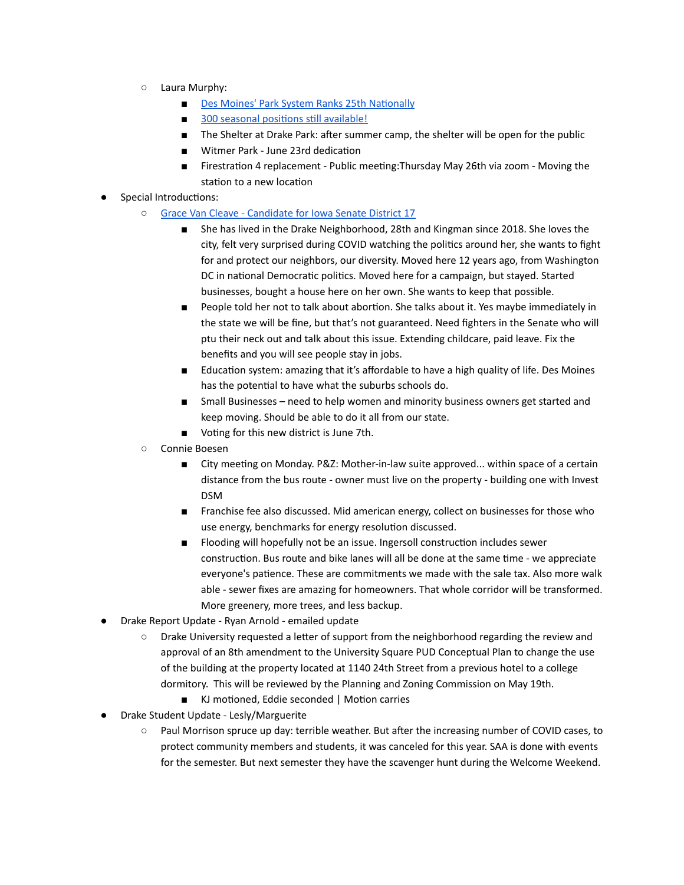- Laura Murphy:
    - [Des Moines' Park System Ranks 25th Nationally]()
    - [300 seasonal positions still available!]()
    - The Shelter at Drake Park: after summer camp, the shelter will be open for the public
    - Witmer Park - June 23rd dedication
    - Firestration 4 replacement - Public meeting:Thursday May 26th via zoom - Moving the station to a new location

- Special Introductions:
  - [Grace Van Cleave - Candidate for Iowa Senate District 17]()
    - She has lived in the Drake Neighborhood, 28th and Kingman since 2018. She loves the city, felt very surprised during COVID watching the politics around her, she wants to fight for and protect our neighbors, our diversity. Moved here 12 years ago, from Washington DC in national Democratic politics. Moved here for a campaign, but stayed. Started businesses, bought a house here on her own. She wants to keep that possible.
    - People told her not to talk about abortion. She talks about it. Yes maybe immediately in the state we will be fine, but that's not guaranteed. Need fighters in the Senate who will ptu their neck out and talk about this issue. Extending childcare, paid leave. Fix the benefits and you will see people stay in jobs.
    - Education system: amazing that it's affordable to have a high quality of life. Des Moines has the potential to have what the suburbs schools do.
    - Small Businesses – need to help women and minority business owners get started and keep moving. Should be able to do it all from our state.
    - Voting for this new district is June 7th.
  - Connie Boesen
    - City meeting on Monday. P&Z: Mother-in-law suite approved... within space of a certain distance from the bus route - owner must live on the property - building one with Invest DSM
    - Franchise fee also discussed. Mid american energy, collect on businesses for those who use energy, benchmarks for energy resolution discussed.
    - Flooding will hopefully not be an issue. Ingersoll construction includes sewer construction. Bus route and bike lanes will all be done at the same time - we appreciate everyone's patience. These are commitments we made with the sale tax. Also more walk able - sewer fixes are amazing for homeowners. That whole corridor will be transformed. More greenery, more trees, and less backup.

- Drake Report Update - Ryan Arnold - emailed update
  - Drake University requested a letter of support from the neighborhood regarding the review and approval of an 8th amendment to the University Square PUD Conceptual Plan to change the use of the building at the property located at 1140 24th Street from a previous hotel to a college dormitory. This will be reviewed by the Planning and Zoning Commission on May 19th.
    - KJ motioned, Eddie seconded | Motion carries

- Drake Student Update - Lesly/Marguerite
  - Paul Morrison spruce up day: terrible weather. But after the increasing number of COVID cases, to protect community members and students, it was canceled for this year. SAA is done with events for the semester. But next semester they have the scavenger hunt during the Welcome Weekend.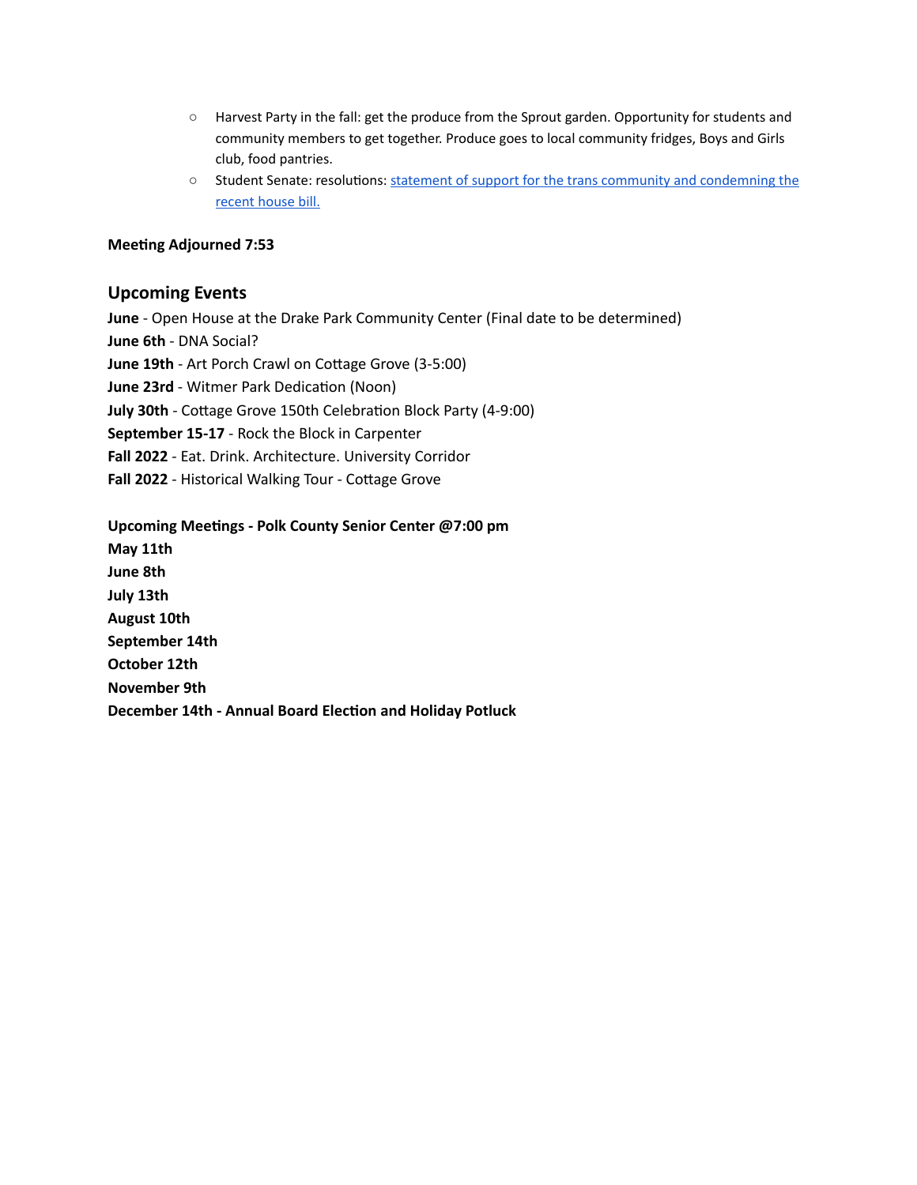- Harvest Party in the fall: get the produce from the Sprout garden. Opportunity for students and community members to get together. Produce goes to local community fridges, Boys and Girls club, food pantries.
- Student Senate: resolutions: statement of support for the trans community and condemning the recent house bill.

**Meeting Adjourned 7:53**

## Upcoming Events

**June** - Open House at the Drake Park Community Center (Final date to be determined)
**June 6th** - DNA Social?
**June 19th** - Art Porch Crawl on Cottage Grove (3-5:00)
**June 23rd** - Witmer Park Dedication (Noon)
**July 30th** - Cottage Grove 150th Celebration Block Party (4-9:00)
**September 15-17** - Rock the Block in Carpenter
**Fall 2022** - Eat. Drink. Architecture. University Corridor
**Fall 2022** - Historical Walking Tour - Cottage Grove

**Upcoming Meetings - Polk County Senior Center @7:00 pm**
**May 11th**
**June 8th**
**July 13th**
**August 10th**
**September 14th**
**October 12th**
**November 9th**
**December 14th - Annual Board Election and Holiday Potluck**